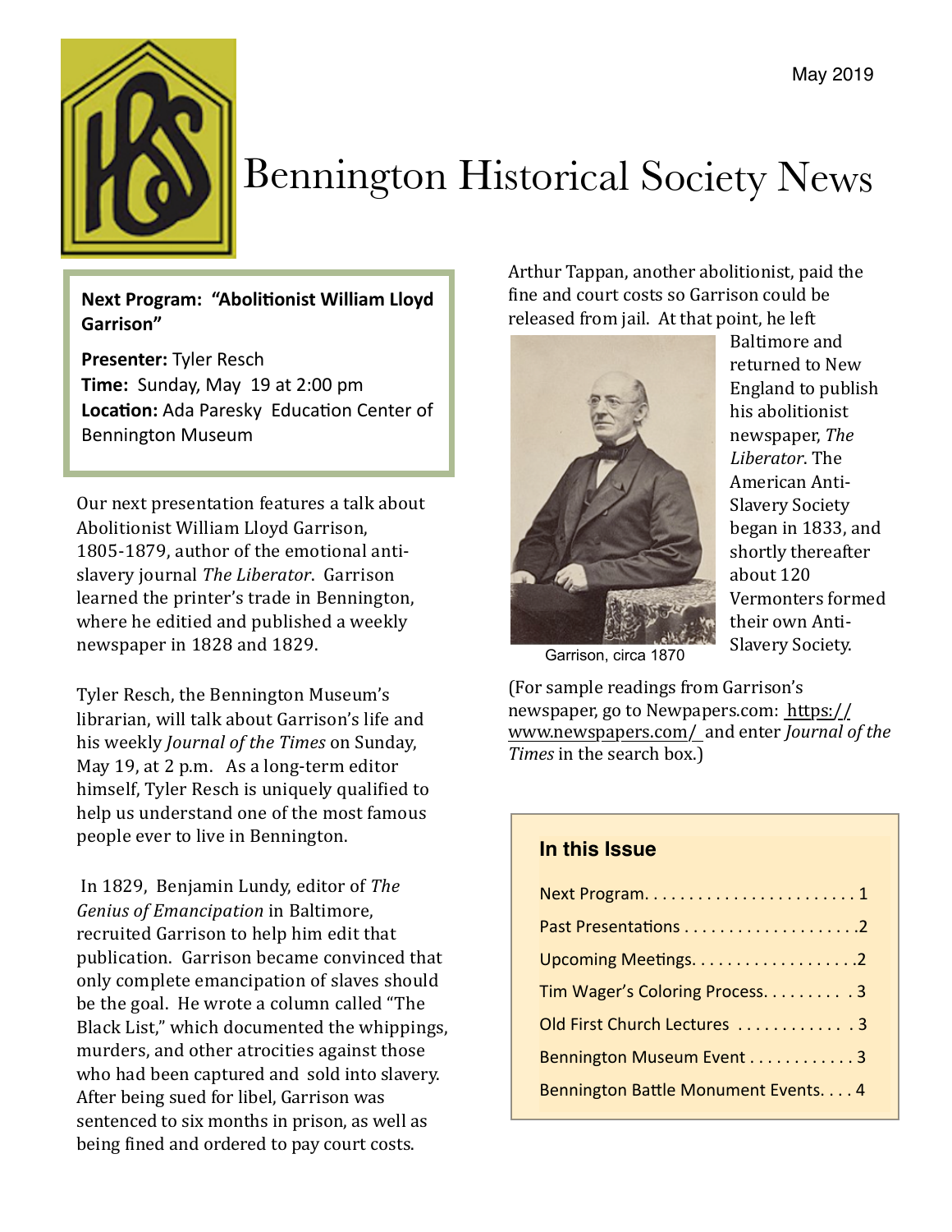May 2019

# Bennington Historical Society News

**Next Program: "Abolitionist William Lloyd Garrison"**

**Presenter:** Tyler Resch
**Time:** Sunday, May 19 at 2:00 pm
**Location:** Ada Paresky Education Center of Bennington Museum

Our next presentation features a talk about Abolitionist William Lloyd Garrison, 1805-1879, author of the emotional anti-slavery journal *The Liberator*. Garrison learned the printer's trade in Bennington, where he editied and published a weekly newspaper in 1828 and 1829.

Tyler Resch, the Bennington Museum's librarian, will talk about Garrison's life and his weekly *Journal of the Times* on Sunday, May 19, at 2 p.m. As a long-term editor himself, Tyler Resch is uniquely qualified to help us understand one of the most famous people ever to live in Bennington.

In 1829, Benjamin Lundy, editor of *The Genius of Emancipation* in Baltimore, recruited Garrison to help him edit that publication. Garrison became convinced that only complete emancipation of slaves should be the goal. He wrote a column called "The Black List," which documented the whippings, murders, and other atrocities against those who had been captured and sold into slavery. After being sued for libel, Garrison was sentenced to six months in prison, as well as being fined and ordered to pay court costs.

Arthur Tappan, another abolitionist, paid the fine and court costs so Garrison could be released from jail. At that point, he left Baltimore and returned to New England to publish his abolitionist newspaper, *The Liberator*. The American Anti-Slavery Society began in 1833, and shortly thereafter about 120 Vermonters formed their own Anti-Slavery Society.

Garrison, circa 1870

(For sample readings from Garrison's newspaper, go to Newpapers.com: https://www.newspapers.com/ and enter *Journal of the Times* in the search box.)

### In this Issue

- Next Program. . . . . . . . . . . . . . . . . . . . . . . . 1
- Past Presentations . . . . . . . . . . . . . . . . . . . .2
- Upcoming Meetings. . . . . . . . . . . . . . . . . . .2
- Tim Wager's Coloring Process. . . . . . . . . . 3
- Old First Church Lectures . . . . . . . . . . . . 3
- Bennington Museum Event . . . . . . . . . . . . 3
- Bennington Battle Monument Events. . . . 4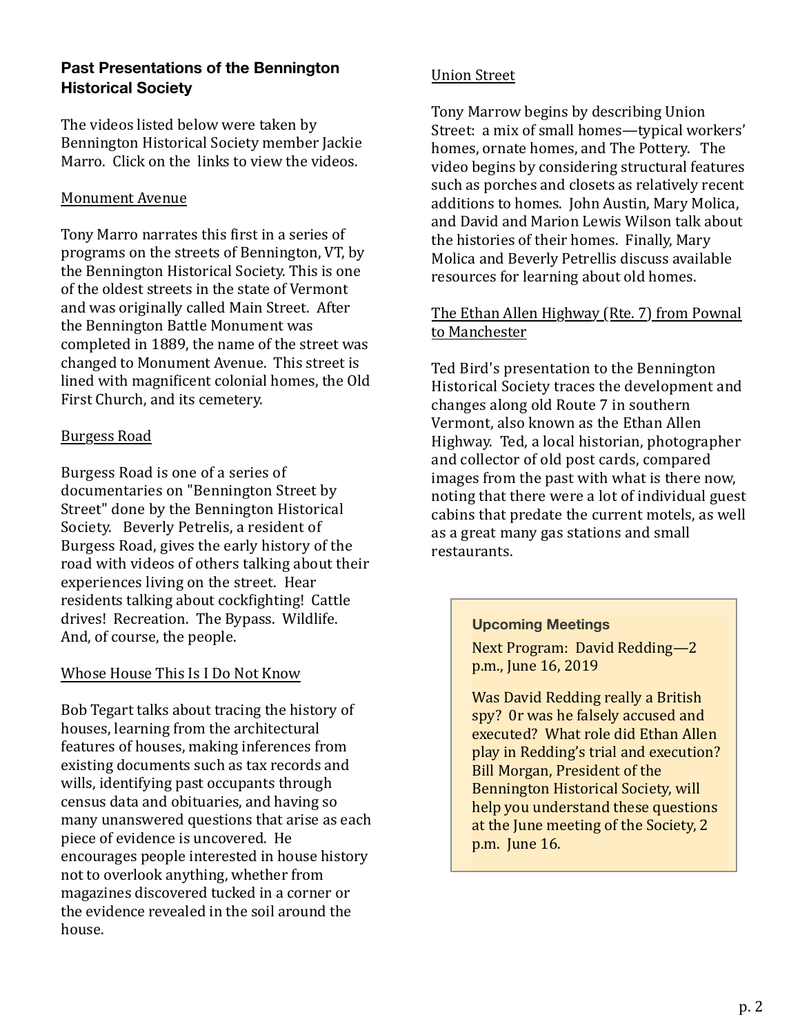## Past Presentations of the Bennington Historical Society

The videos listed below were taken by Bennington Historical Society member Jackie Marro. Click on the links to view the videos.

Monument Avenue

Tony Marro narrates this first in a series of programs on the streets of Bennington, VT, by the Bennington Historical Society. This is one of the oldest streets in the state of Vermont and was originally called Main Street. After the Bennington Battle Monument was completed in 1889, the name of the street was changed to Monument Avenue. This street is lined with magnificent colonial homes, the Old First Church, and its cemetery.

Burgess Road

Burgess Road is one of a series of documentaries on "Bennington Street by Street" done by the Bennington Historical Society. Beverly Petrelis, a resident of Burgess Road, gives the early history of the road with videos of others talking about their experiences living on the street. Hear residents talking about cockfighting! Cattle drives! Recreation. The Bypass. Wildlife. And, of course, the people.

Whose House This Is I Do Not Know

Bob Tegart talks about tracing the history of houses, learning from the architectural features of houses, making inferences from existing documents such as tax records and wills, identifying past occupants through census data and obituaries, and having so many unanswered questions that arise as each piece of evidence is uncovered. He encourages people interested in house history not to overlook anything, whether from magazines discovered tucked in a corner or the evidence revealed in the soil around the house.

Union Street

Tony Marrow begins by describing Union Street: a mix of small homes—typical workers' homes, ornate homes, and The Pottery. The video begins by considering structural features such as porches and closets as relatively recent additions to homes. John Austin, Mary Molica, and David and Marion Lewis Wilson talk about the histories of their homes. Finally, Mary Molica and Beverly Petrellis discuss available resources for learning about old homes.

The Ethan Allen Highway (Rte. 7) from Pownal to Manchester

Ted Bird's presentation to the Bennington Historical Society traces the development and changes along old Route 7 in southern Vermont, also known as the Ethan Allen Highway. Ted, a local historian, photographer and collector of old post cards, compared images from the past with what is there now, noting that there were a lot of individual guest cabins that predate the current motels, as well as a great many gas stations and small restaurants.

### Upcoming Meetings

Next Program: David Redding—2 p.m., June 16, 2019

Was David Redding really a British spy? Or was he falsely accused and executed? What role did Ethan Allen play in Redding's trial and execution? Bill Morgan, President of the Bennington Historical Society, will help you understand these questions at the June meeting of the Society, 2 p.m. June 16.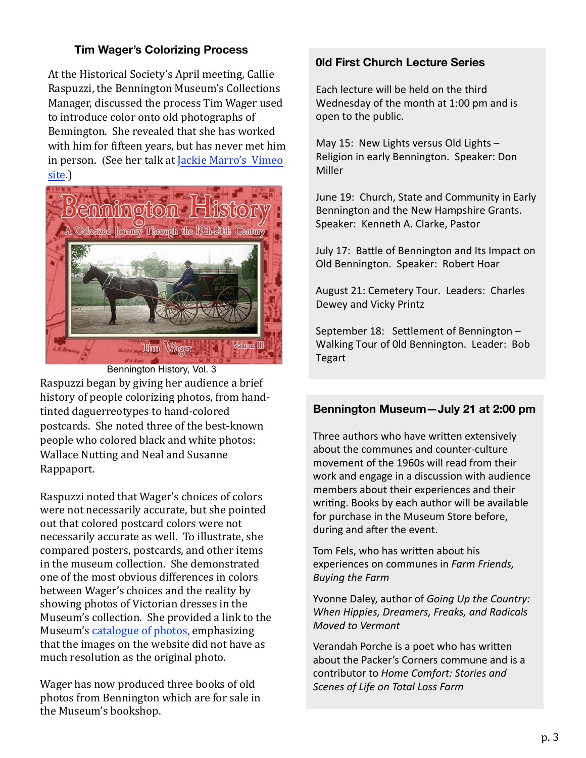### Tim Wager's Colorizing Process

At the Historical Society's April meeting, Callie Raspuzzi, the Bennington Museum's Collections Manager, discussed the process Tim Wager used to introduce color onto old photographs of Bennington. She revealed that she has worked with him for fifteen years, but has never met him in person. (See her talk at [Jackie Marro's Vimeo site](#).)

Bennington History, Vol. 3

Raspuzzi began by giving her audience a brief history of people colorizing photos, from hand-tinted daguerreotypes to hand-colored postcards. She noted three of the best-known people who colored black and white photos: Wallace Nutting and Neal and Susanne Rappaport.

Raspuzzi noted that Wager's choices of colors were not necessarily accurate, but she pointed out that colored postcard colors were not necessarily accurate as well. To illustrate, she compared posters, postcards, and other items in the museum collection. She demonstrated one of the most obvious differences in colors between Wager's choices and the reality by showing photos of Victorian dresses in the Museum's collection. She provided a link to the Museum's [catalogue of photos,](#) emphasizing that the images on the website did not have as much resolution as the original photo.

Wager has now produced three books of old photos from Bennington which are for sale in the Museum's bookshop.

### Old First Church Lecture Series

Each lecture will be held on the third Wednesday of the month at 1:00 pm and is open to the public.

May 15: New Lights versus Old Lights – Religion in early Bennington. Speaker: Don Miller

June 19: Church, State and Community in Early Bennington and the New Hampshire Grants. Speaker: Kenneth A. Clarke, Pastor

July 17: Battle of Bennington and Its Impact on Old Bennington. Speaker: Robert Hoar

August 21: Cemetery Tour. Leaders: Charles Dewey and Vicky Printz

September 18: Settlement of Bennington – Walking Tour of Old Bennington. Leader: Bob Tegart

### Bennington Museum—July 21 at 2:00 pm

Three authors who have written extensively about the communes and counter-culture movement of the 1960s will read from their work and engage in a discussion with audience members about their experiences and their writing. Books by each author will be available for purchase in the Museum Store before, during and after the event.

Tom Fels, who has written about his experiences on communes in *Farm Friends, Buying the Farm*

Yvonne Daley, author of *Going Up the Country: When Hippies, Dreamers, Freaks, and Radicals Moved to Vermont*

Verandah Porche is a poet who has written about the Packer's Corners commune and is a contributor to *Home Comfort: Stories and Scenes of Life on Total Loss Farm*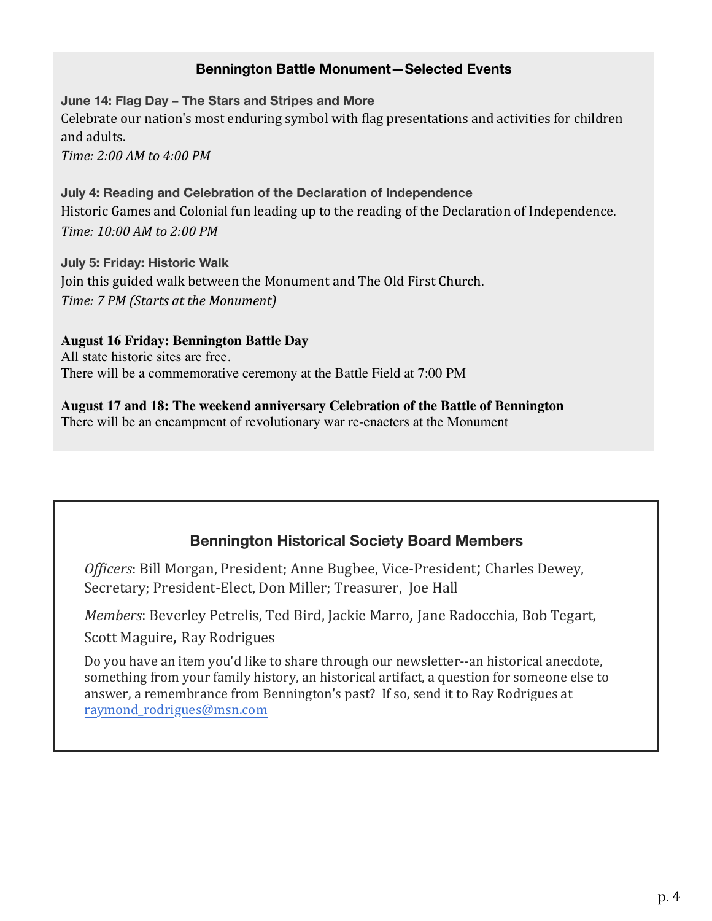## Bennington Battle Monument—Selected Events

**June 14: Flag Day – The Stars and Stripes and More**

Celebrate our nation's most enduring symbol with flag presentations and activities for children and adults.

*Time: 2:00 AM to 4:00 PM*

**July 4: Reading and Celebration of the Declaration of Independence**

Historic Games and Colonial fun leading up to the reading of the Declaration of Independence.

*Time: 10:00 AM to 2:00 PM*

**July 5: Friday: Historic Walk**

Join this guided walk between the Monument and The Old First Church.

*Time: 7 PM (Starts at the Monument)*

**August 16 Friday: Bennington Battle Day**

All state historic sites are free.

There will be a commemorative ceremony at the Battle Field at 7:00 PM

**August 17 and 18: The weekend anniversary Celebration of the Battle of Bennington**

There will be an encampment of revolutionary war re-enacters at the Monument

## Bennington Historical Society Board Members

*Officers*: Bill Morgan, President; Anne Bugbee, Vice-President; Charles Dewey, Secretary; President-Elect, Don Miller; Treasurer, Joe Hall

*Members*: Beverley Petrelis, Ted Bird, Jackie Marro, Jane Radocchia, Bob Tegart, Scott Maguire, Ray Rodrigues

Do you have an item you'd like to share through our newsletter--an historical anecdote, something from your family history, an historical artifact, a question for someone else to answer, a remembrance from Bennington's past? If so, send it to Ray Rodrigues at raymond_rodrigues@msn.com